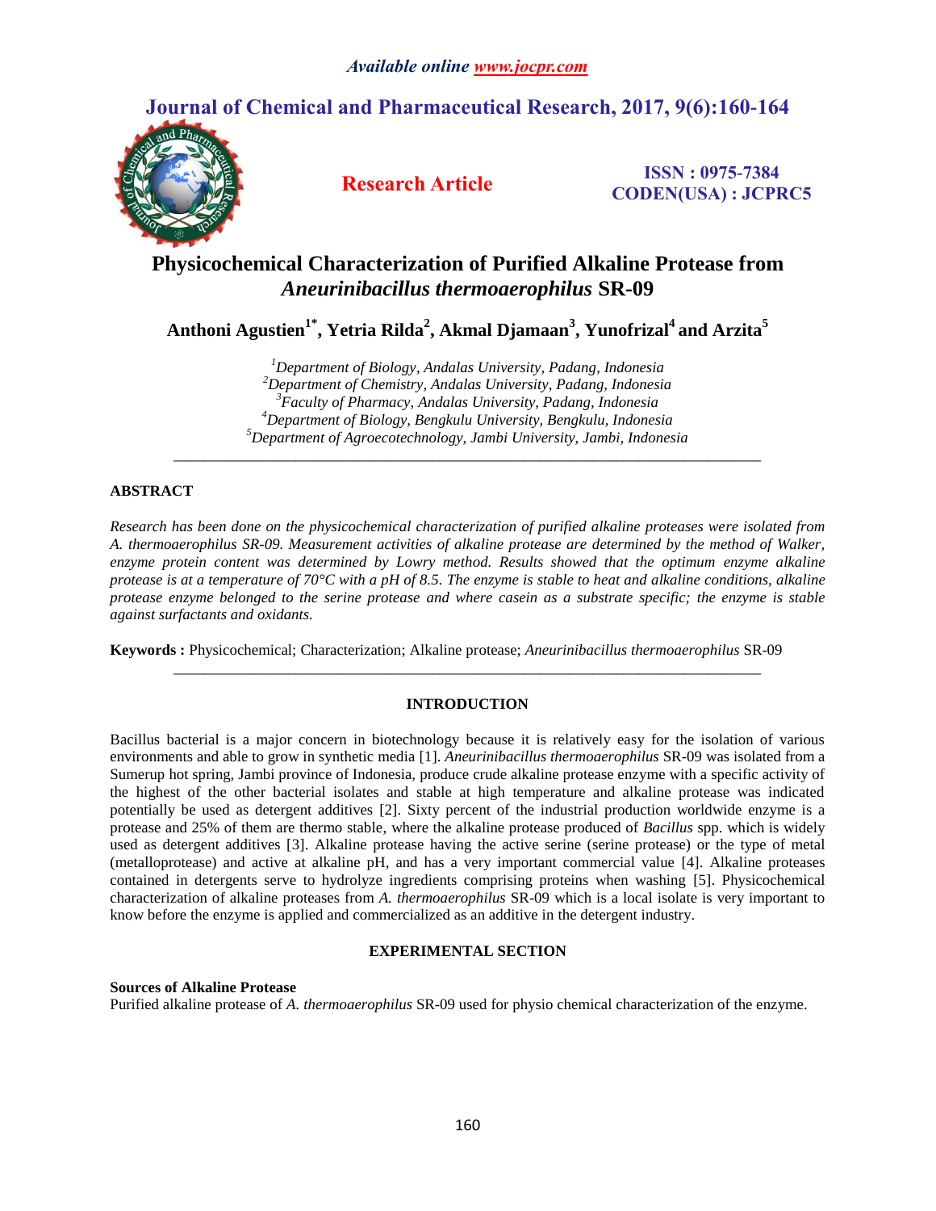# Physicochemical Characterization of Purified Alkaline Protease from *Aneurinibacillus thermoaerophilus* SR-09

**Anthoni Agustien[1*], Yetria Rilda[2], Akmal Djamaan[3], Yunofrizal[4] and Arzita[5]**

*[1]Department of Biology, Andalas University, Padang, Indonesia*
*[2]Department of Chemistry, Andalas University, Padang, Indonesia*
*[3]Faculty of Pharmacy, Andalas University, Padang, Indonesia*
*[4]Department of Biology, Bengkulu University, Bengkulu, Indonesia*
*[5]Department of Agroecotechnology, Jambi University, Jambi, Indonesia*

---

## ABSTRACT

*Research has been done on the physicochemical characterization of purified alkaline proteases were isolated from A. thermoaerophilus SR-09. Measurement activities of alkaline protease are determined by the method of Walker, enzyme protein content was determined by Lowry method. Results showed that the optimum enzyme alkaline protease is at a temperature of 70°C with a pH of 8.5. The enzyme is stable to heat and alkaline conditions, alkaline protease enzyme belonged to the serine protease and where casein as a substrate specific; the enzyme is stable against surfactants and oxidants.*

**Keywords :** Physicochemical; Characterization; Alkaline protease; *Aneurinibacillus thermoaerophilus* SR-09

---

## INTRODUCTION

Bacillus bacterial is a major concern in biotechnology because it is relatively easy for the isolation of various environments and able to grow in synthetic media [1]. *Aneurinibacillus thermoaerophilus* SR-09 was isolated from a Sumerup hot spring, Jambi province of Indonesia, produce crude alkaline protease enzyme with a specific activity of the highest of the other bacterial isolates and stable at high temperature and alkaline protease was indicated potentially be used as detergent additives [2]. Sixty percent of the industrial production worldwide enzyme is a protease and 25% of them are thermo stable, where the alkaline protease produced of *Bacillus* spp. which is widely used as detergent additives [3]. Alkaline protease having the active serine (serine protease) or the type of metal (metalloprotease) and active at alkaline pH, and has a very important commercial value [4]. Alkaline proteases contained in detergents serve to hydrolyze ingredients comprising proteins when washing [5]. Physicochemical characterization of alkaline proteases from *A. thermoaerophilus* SR-09 which is a local isolate is very important to know before the enzyme is applied and commercialized as an additive in the detergent industry.

## EXPERIMENTAL SECTION

### Sources of Alkaline Protease

Purified alkaline protease of *A. thermoaerophilus* SR-09 used for physio chemical characterization of the enzyme.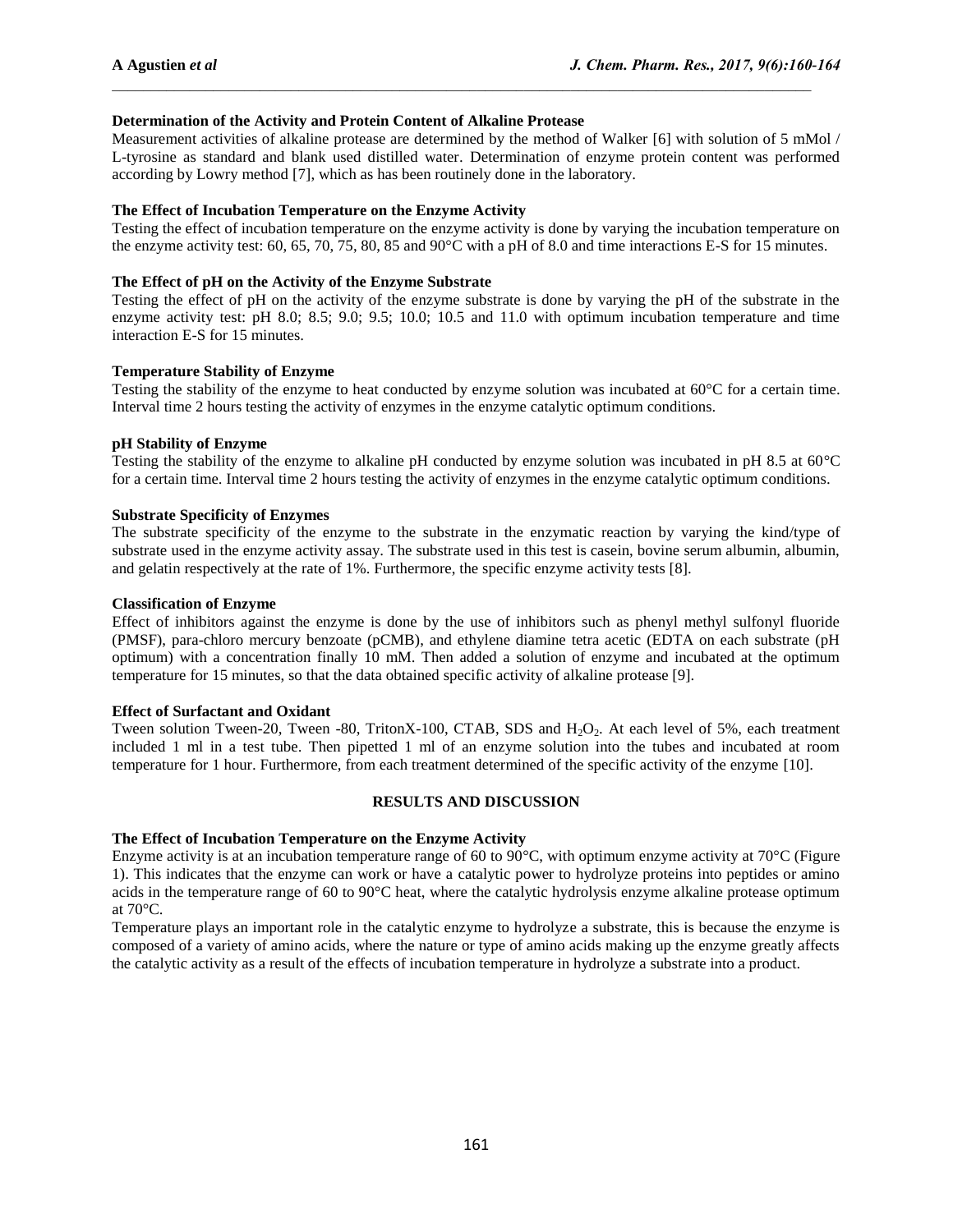**Determination of the Activity and Protein Content of Alkaline Protease**

Measurement activities of alkaline protease are determined by the method of Walker [6] with solution of 5 mMol / L-tyrosine as standard and blank used distilled water. Determination of enzyme protein content was performed according by Lowry method [7], which as has been routinely done in the laboratory.

**The Effect of Incubation Temperature on the Enzyme Activity**

Testing the effect of incubation temperature on the enzyme activity is done by varying the incubation temperature on the enzyme activity test: 60, 65, 70, 75, 80, 85 and 90°C with a pH of 8.0 and time interactions E-S for 15 minutes.

**The Effect of pH on the Activity of the Enzyme Substrate**

Testing the effect of pH on the activity of the enzyme substrate is done by varying the pH of the substrate in the enzyme activity test: pH 8.0; 8.5; 9.0; 9.5; 10.0; 10.5 and 11.0 with optimum incubation temperature and time interaction E-S for 15 minutes.

**Temperature Stability of Enzyme**

Testing the stability of the enzyme to heat conducted by enzyme solution was incubated at 60°C for a certain time. Interval time 2 hours testing the activity of enzymes in the enzyme catalytic optimum conditions.

**pH Stability of Enzyme**

Testing the stability of the enzyme to alkaline pH conducted by enzyme solution was incubated in pH 8.5 at 60°C for a certain time. Interval time 2 hours testing the activity of enzymes in the enzyme catalytic optimum conditions.

**Substrate Specificity of Enzymes**

The substrate specificity of the enzyme to the substrate in the enzymatic reaction by varying the kind/type of substrate used in the enzyme activity assay. The substrate used in this test is casein, bovine serum albumin, albumin, and gelatin respectively at the rate of 1%. Furthermore, the specific enzyme activity tests [8].

**Classification of Enzyme**

Effect of inhibitors against the enzyme is done by the use of inhibitors such as phenyl methyl sulfonyl fluoride (PMSF), para-chloro mercury benzoate (pCMB), and ethylene diamine tetra acetic (EDTA on each substrate (pH optimum) with a concentration finally 10 mM. Then added a solution of enzyme and incubated at the optimum temperature for 15 minutes, so that the data obtained specific activity of alkaline protease [9].

**Effect of Surfactant and Oxidant**

Tween solution Tween-20, Tween -80, TritonX-100, CTAB, SDS and $H_2O_2$. At each level of 5%, each treatment included 1 ml in a test tube. Then pipetted 1 ml of an enzyme solution into the tubes and incubated at room temperature for 1 hour. Furthermore, from each treatment determined of the specific activity of the enzyme [10].

## RESULTS AND DISCUSSION

**The Effect of Incubation Temperature on the Enzyme Activity**

Enzyme activity is at an incubation temperature range of 60 to 90°C, with optimum enzyme activity at 70°C (Figure 1). This indicates that the enzyme can work or have a catalytic power to hydrolyze proteins into peptides or amino acids in the temperature range of 60 to 90°C heat, where the catalytic hydrolysis enzyme alkaline protease optimum at 70°C.

Temperature plays an important role in the catalytic enzyme to hydrolyze a substrate, this is because the enzyme is composed of a variety of amino acids, where the nature or type of amino acids making up the enzyme greatly affects the catalytic activity as a result of the effects of incubation temperature in hydrolyze a substrate into a product.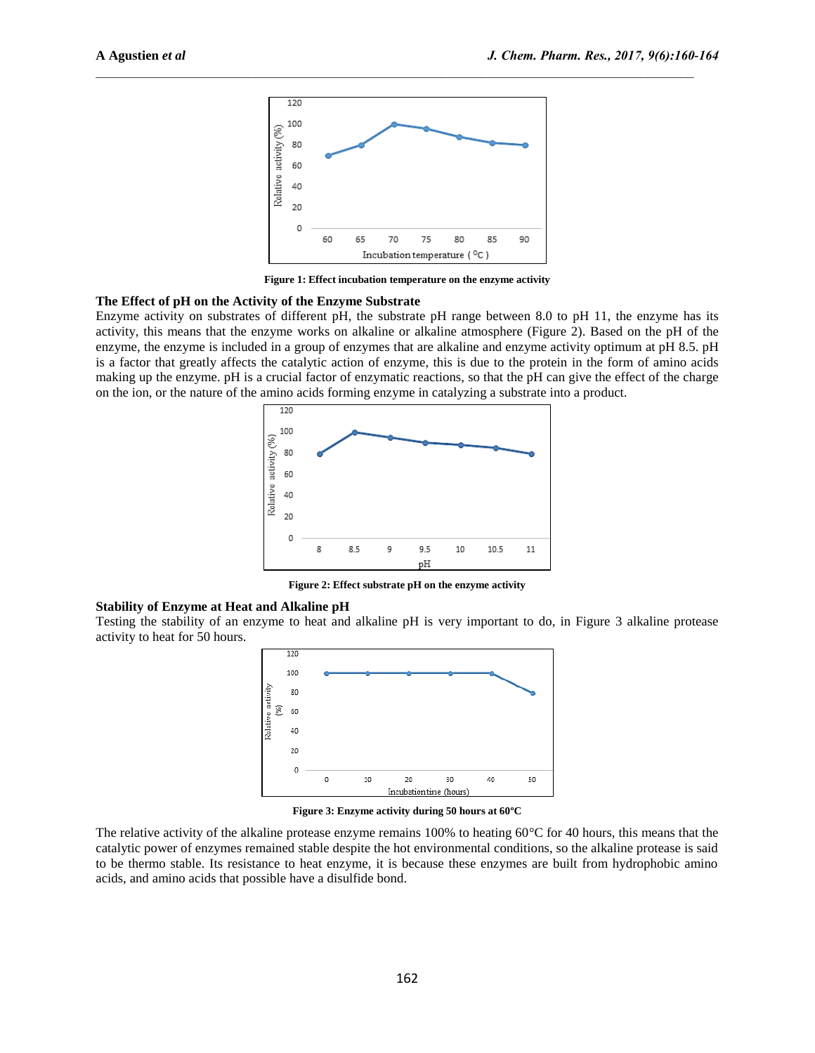Figure 1: Effect incubation temperature on the enzyme activity

### The Effect of pH on the Activity of the Enzyme Substrate

Enzyme activity on substrates of different pH, the substrate pH range between 8.0 to pH 11, the enzyme has its activity, this means that the enzyme works on alkaline or alkaline atmosphere (Figure 2). Based on the pH of the enzyme, the enzyme is included in a group of enzymes that are alkaline and enzyme activity optimum at pH 8.5. pH is a factor that greatly affects the catalytic action of enzyme, this is due to the protein in the form of amino acids making up the enzyme. pH is a crucial factor of enzymatic reactions, so that the pH can give the effect of the charge on the ion, or the nature of the amino acids forming enzyme in catalyzing a substrate into a product.

Figure 2: Effect substrate pH on the enzyme activity

### Stability of Enzyme at Heat and Alkaline pH

Testing the stability of an enzyme to heat and alkaline pH is very important to do, in Figure 3 alkaline protease activity to heat for 50 hours.

Figure 3: Enzyme activity during 50 hours at 60°C

The relative activity of the alkaline protease enzyme remains 100% to heating 60°C for 40 hours, this means that the catalytic power of enzymes remained stable despite the hot environmental conditions, so the alkaline protease is said to be thermo stable. Its resistance to heat enzyme, it is because these enzymes are built from hydrophobic amino acids, and amino acids that possible have a disulfide bond.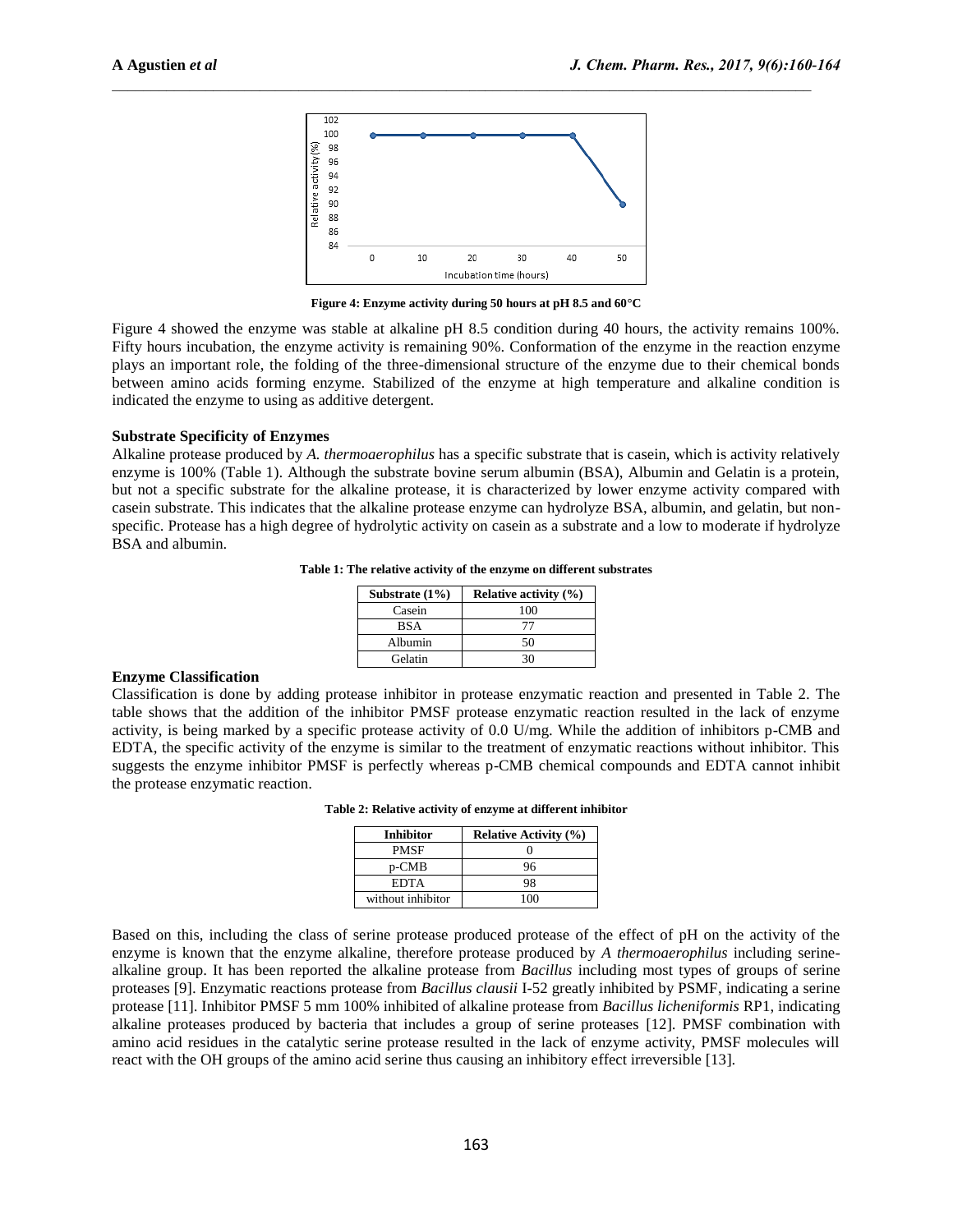Figure 4: Enzyme activity during 50 hours at pH 8.5 and 60°C

Figure 4 showed the enzyme was stable at alkaline pH 8.5 condition during 40 hours, the activity remains 100%. Fifty hours incubation, the enzyme activity is remaining 90%. Conformation of the enzyme in the reaction enzyme plays an important role, the folding of the three-dimensional structure of the enzyme due to their chemical bonds between amino acids forming enzyme. Stabilized of the enzyme at high temperature and alkaline condition is indicated the enzyme to using as additive detergent.

**Substrate Specificity of Enzymes**

Alkaline protease produced by *A. thermoaerophilus* has a specific substrate that is casein, which is activity relatively enzyme is 100% (Table 1). Although the substrate bovine serum albumin (BSA), Albumin and Gelatin is a protein, but not a specific substrate for the alkaline protease, it is characterized by lower enzyme activity compared with casein substrate. This indicates that the alkaline protease enzyme can hydrolyze BSA, albumin, and gelatin, but non-specific. Protease has a high degree of hydrolytic activity on casein as a substrate and a low to moderate if hydrolyze BSA and albumin.

**Table 1: The relative activity of the enzyme on different substrates**

| Substrate (1%) | Relative activity (%) |
|---|---|
| Casein | 100 |
| BSA | 77 |
| Albumin | 50 |
| Gelatin | 30 |

**Enzyme Classification**

Classification is done by adding protease inhibitor in protease enzymatic reaction and presented in Table 2. The table shows that the addition of the inhibitor PMSF protease enzymatic reaction resulted in the lack of enzyme activity, is being marked by a specific protease activity of 0.0 U/mg. While the addition of inhibitors p-CMB and EDTA, the specific activity of the enzyme is similar to the treatment of enzymatic reactions without inhibitor. This suggests the enzyme inhibitor PMSF is perfectly whereas p-CMB chemical compounds and EDTA cannot inhibit the protease enzymatic reaction.

**Table 2: Relative activity of enzyme at different inhibitor**

| Inhibitor | Relative Activity (%) |
|---|---|
| PMSF | 0 |
| p-CMB | 96 |
| EDTA | 98 |
| without inhibitor | 100 |

Based on this, including the class of serine protease produced protease of the effect of pH on the activity of the enzyme is known that the enzyme alkaline, therefore protease produced by *A thermoaerophilus* including serine-alkaline group. It has been reported the alkaline protease from *Bacillus* including most types of groups of serine proteases [9]. Enzymatic reactions protease from *Bacillus clausii* I-52 greatly inhibited by PSMF, indicating a serine protease [11]. Inhibitor PMSF 5 mm 100% inhibited of alkaline protease from *Bacillus licheniformis* RP1, indicating alkaline proteases produced by bacteria that includes a group of serine proteases [12]. PMSF combination with amino acid residues in the catalytic serine protease resulted in the lack of enzyme activity, PMSF molecules will react with the OH groups of the amino acid serine thus causing an inhibitory effect irreversible [13].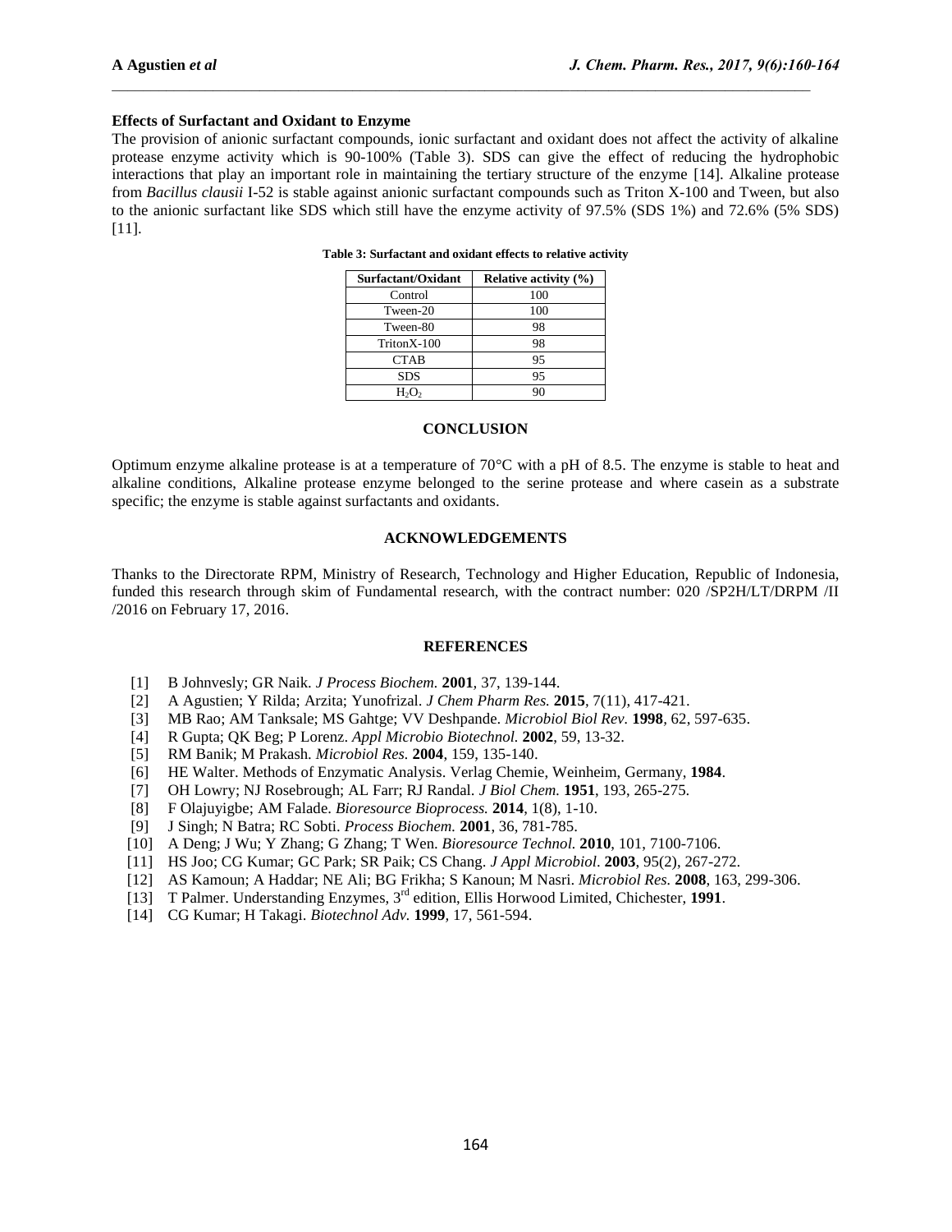### Effects of Surfactant and Oxidant to Enzyme

The provision of anionic surfactant compounds, ionic surfactant and oxidant does not affect the activity of alkaline protease enzyme activity which is 90-100% (Table 3). SDS can give the effect of reducing the hydrophobic interactions that play an important role in maintaining the tertiary structure of the enzyme [14]. Alkaline protease from *Bacillus clausii* I-52 is stable against anionic surfactant compounds such as Triton X-100 and Tween, but also to the anionic surfactant like SDS which still have the enzyme activity of 97.5% (SDS 1%) and 72.6% (5% SDS) [11].

**Table 3: Surfactant and oxidant effects to relative activity**

| Surfactant/Oxidant | Relative activity (%) |
|---|---|
| Control | 100 |
| Tween-20 | 100 |
| Tween-80 | 98 |
| TritonX-100 | 98 |
| CTAB | 95 |
| SDS | 95 |
| $H_2O_2$ | 90 |

## CONCLUSION

Optimum enzyme alkaline protease is at a temperature of 70°C with a pH of 8.5. The enzyme is stable to heat and alkaline conditions, Alkaline protease enzyme belonged to the serine protease and where casein as a substrate specific; the enzyme is stable against surfactants and oxidants.

## ACKNOWLEDGEMENTS

Thanks to the Directorate RPM, Ministry of Research, Technology and Higher Education, Republic of Indonesia, funded this research through skim of Fundamental research, with the contract number: 020 /SP2H/LT/DRPM /II /2016 on February 17, 2016.

## REFERENCES

[1] B Johnvesly; GR Naik. *J Process Biochem.* **2001**, 37, 139-144.
[2] A Agustien; Y Rilda; Arzita; Yunofrizal. *J Chem Pharm Res.* **2015**, 7(11), 417-421.
[3] MB Rao; AM Tanksale; MS Gahtge; VV Deshpande. *Microbiol Biol Rev.* **1998**, 62, 597-635.
[4] R Gupta; QK Beg; P Lorenz. *Appl Microbio Biotechnol.* **2002**, 59, 13-32.
[5] RM Banik; M Prakash. *Microbiol Res.* **2004**, 159, 135-140.
[6] HE Walter. Methods of Enzymatic Analysis. Verlag Chemie, Weinheim, Germany, **1984**.
[7] OH Lowry; NJ Rosebrough; AL Farr; RJ Randal. *J Biol Chem.* **1951**, 193, 265-275.
[8] F Olajuyigbe; AM Falade. *Bioresource Bioprocess.* **2014**, 1(8), 1-10.
[9] J Singh; N Batra; RC Sobti. *Process Biochem.* **2001**, 36, 781-785.
[10] A Deng; J Wu; Y Zhang; G Zhang; T Wen. *Bioresource Technol.* **2010**, 101, 7100-7106.
[11] HS Joo; CG Kumar; GC Park; SR Paik; CS Chang. *J Appl Microbiol.* **2003**, 95(2), 267-272.
[12] AS Kamoun; A Haddar; NE Ali; BG Frikha; S Kanoun; M Nasri. *Microbiol Res.* **2008**, 163, 299-306.
[13] T Palmer. Understanding Enzymes, 3rd edition, Ellis Horwood Limited, Chichester, **1991**.
[14] CG Kumar; H Takagi. *Biotechnol Adv.* **1999**, 17, 561-594.